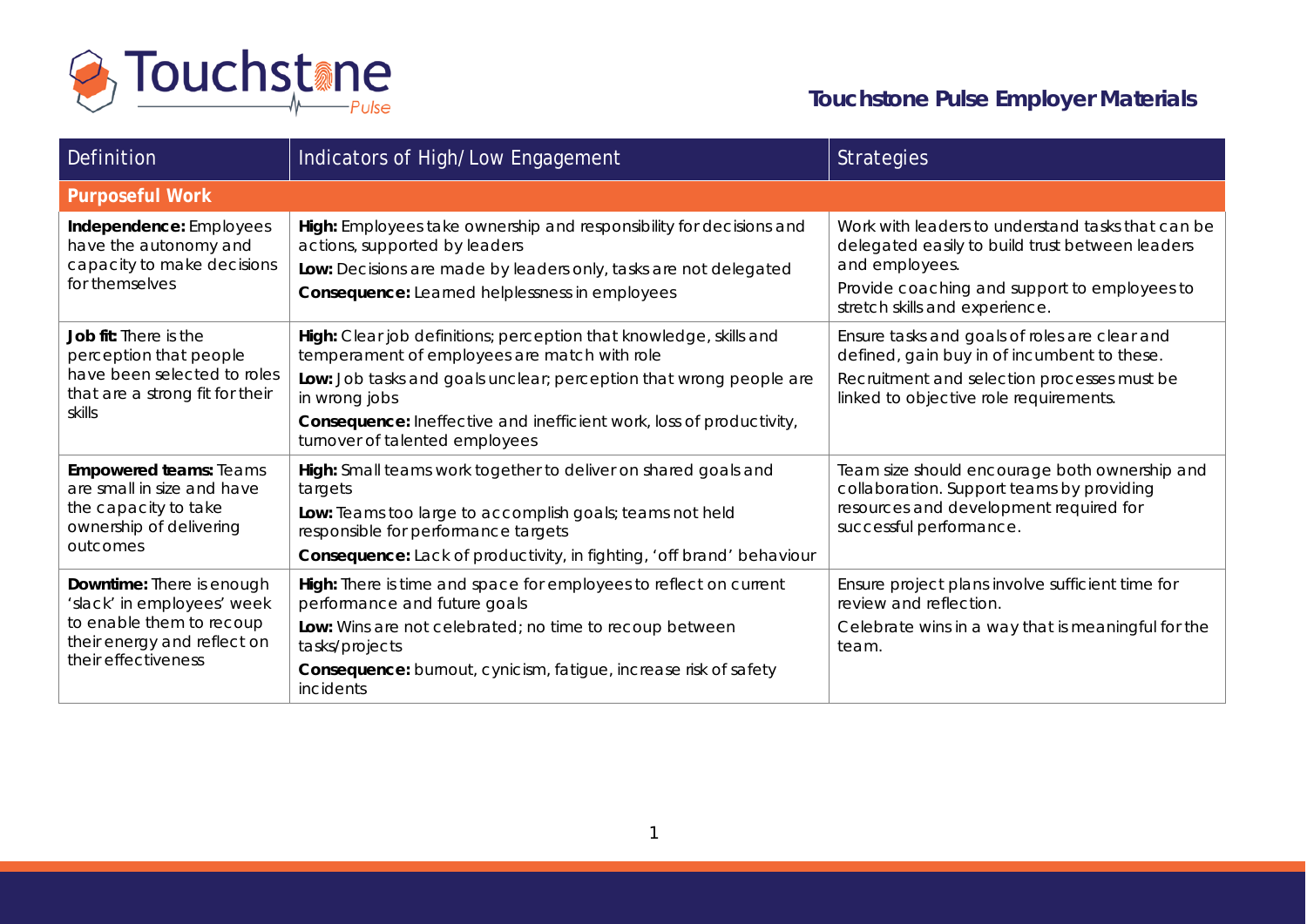# Touchstone Pulse Employer Materials

| Definition | Indicators of High/Low Engagement | Strategies |
| --- | --- | --- |
| **Purposeful Work** | | |
| **Independence:** Employees have the autonomy and capacity to make decisions for themselves | **High:** Employees take ownership and responsibility for decisions and actions, supported by leaders<br>**Low:** Decisions are made by leaders only, tasks are not delegated<br>**Consequence:** Learned helplessness in employees | Work with leaders to understand tasks that can be delegated easily to build trust between leaders and employees.<br>Provide coaching and support to employees to stretch skills and experience. |
| **Job fit:** There is the perception that people have been selected to roles that are a strong fit for their skills | **High:** Clear job definitions; perception that knowledge, skills and temperament of employees are match with role<br>**Low:** Job tasks and goals unclear; perception that wrong people are in wrong jobs<br>**Consequence:** Ineffective and inefficient work, loss of productivity, turnover of talented employees | Ensure tasks and goals of roles are clear and defined, gain buy in of incumbent to these.<br>Recruitment and selection processes must be linked to objective role requirements. |
| **Empowered teams:** Teams are small in size and have the capacity to take ownership of delivering outcomes | **High:** Small teams work together to deliver on shared goals and targets<br>**Low:** Teams too large to accomplish goals; teams not held responsible for performance targets<br>**Consequence:** Lack of productivity, in fighting, 'off brand' behaviour | Team size should encourage both ownership and collaboration. Support teams by providing resources and development required for successful performance. |
| **Downtime:** There is enough 'slack' in employees' week to enable them to recoup their energy and reflect on their effectiveness | **High:** There is time and space for employees to reflect on current performance and future goals<br>**Low:** Wins are not celebrated; no time to recoup between tasks/projects<br>**Consequence:** burnout, cynicism, fatigue, increase risk of safety incidents | Ensure project plans involve sufficient time for review and reflection.<br>Celebrate wins in a way that is meaningful for the team. |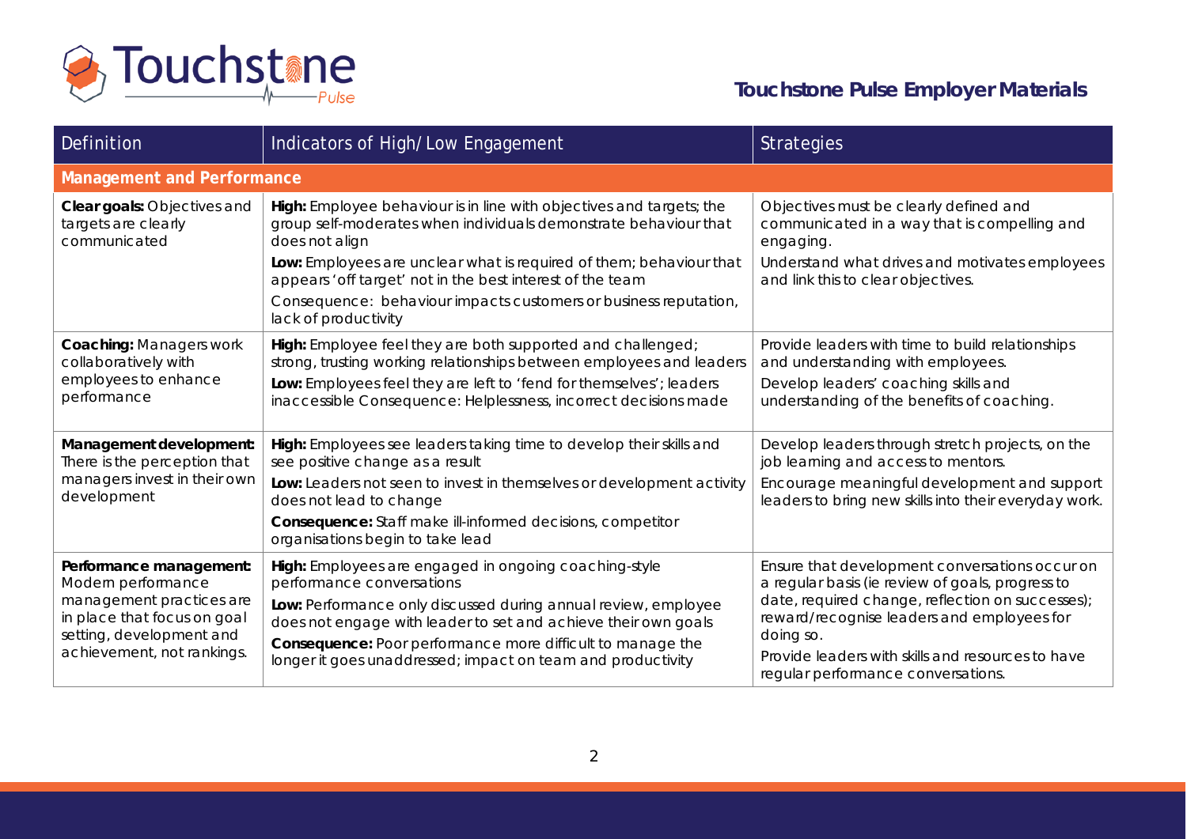| Definition | Indicators of High/Low Engagement | Strategies |
|---|---|---|
| **Management and Performance** | | |
| **Clear goals:** Objectives and targets are clearly communicated | **High:** Employee behaviour is in line with objectives and targets; the group self-moderates when individuals demonstrate behaviour that does not align<br>**Low:** Employees are unclear what is required of them; behaviour that appears 'off target' not in the best interest of the team<br>Consequence: behaviour impacts customers or business reputation, lack of productivity | Objectives must be clearly defined and communicated in a way that is compelling and engaging.<br>Understand what drives and motivates employees and link this to clear objectives. |
| **Coaching:** Managers work collaboratively with employees to enhance performance | **High:** Employee feel they are both supported and challenged; strong, trusting working relationships between employees and leaders<br>**Low:** Employees feel they are left to 'fend for themselves'; leaders inaccessible Consequence: Helplessness, incorrect decisions made | Provide leaders with time to build relationships and understanding with employees.<br>Develop leaders' coaching skills and understanding of the benefits of coaching. |
| **Management development:** There is the perception that managers invest in their own development | **High:** Employees see leaders taking time to develop their skills and see positive change as a result<br>**Low:** Leaders not seen to invest in themselves or development activity does not lead to change<br>**Consequence:** Staff make ill-informed decisions, competitor organisations begin to take lead | Develop leaders through stretch projects, on the job learning and access to mentors.<br>Encourage meaningful development and support leaders to bring new skills into their everyday work. |
| **Performance management:** Modern performance management practices are in place that focus on goal setting, development and achievement, not rankings. | **High:** Employees are engaged in ongoing coaching-style performance conversations<br>**Low:** Performance only discussed during annual review, employee does not engage with leader to set and achieve their own goals<br>**Consequence:** Poor performance more difficult to manage the longer it goes unaddressed; impact on team and productivity | Ensure that development conversations occur on a regular basis (ie review of goals, progress to date, required change, reflection on successes); reward/recognise leaders and employees for doing so.<br>Provide leaders with skills and resources to have regular performance conversations. |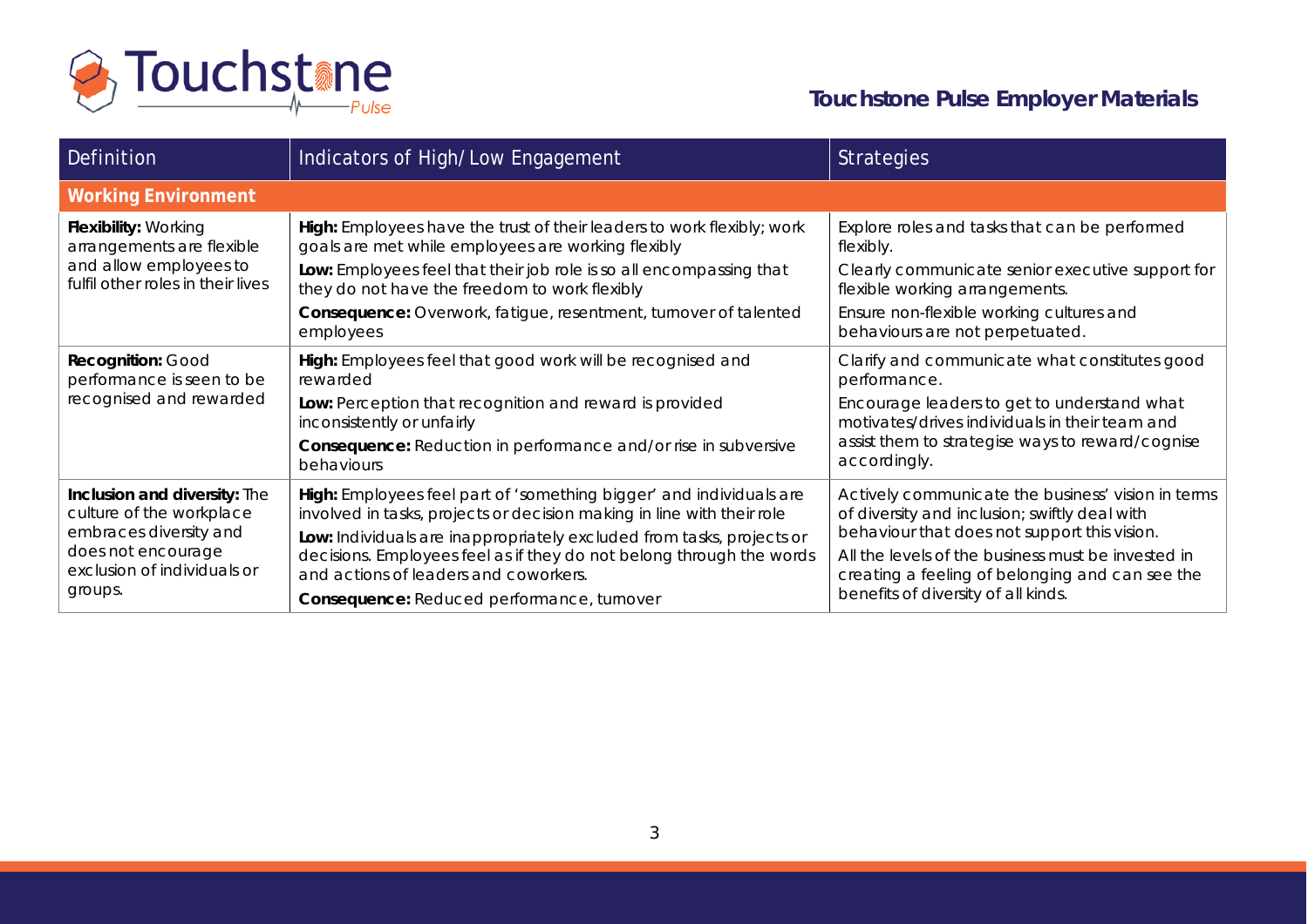| Definition | Indicators of High/Low Engagement | Strategies |
| --- | --- | --- |
| **Working Environment** | | |
| **Flexibility:** Working arrangements are flexible and allow employees to fulfil other roles in their lives | **High:** Employees have the trust of their leaders to work flexibly; work goals are met while employees are working flexibly<br>**Low:** Employees feel that their job role is so all encompassing that they do not have the freedom to work flexibly<br>**Consequence:** Overwork, fatigue, resentment, turnover of talented employees | Explore roles and tasks that can be performed flexibly.<br>Clearly communicate senior executive support for flexible working arrangements.<br>Ensure non-flexible working cultures and behaviours are not perpetuated. |
| **Recognition:** Good performance is seen to be recognised and rewarded | **High:** Employees feel that good work will be recognised and rewarded<br>**Low:** Perception that recognition and reward is provided inconsistently or unfairly<br>**Consequence:** Reduction in performance and/or rise in subversive behaviours | Clarify and communicate what constitutes good performance.<br>Encourage leaders to get to understand what motivates/drives individuals in their team and assist them to strategise ways to reward/cognise accordingly. |
| **Inclusion and diversity:** The culture of the workplace embraces diversity and does not encourage exclusion of individuals or groups. | **High:** Employees feel part of 'something bigger' and individuals are involved in tasks, projects or decision making in line with their role<br>**Low:** Individuals are inappropriately excluded from tasks, projects or decisions. Employees feel as if they do not belong through the words and actions of leaders and coworkers.<br>**Consequence:** Reduced performance, turnover | Actively communicate the business' vision in terms of diversity and inclusion; swiftly deal with behaviour that does not support this vision.<br>All the levels of the business must be invested in creating a feeling of belonging and can see the benefits of diversity of all kinds. |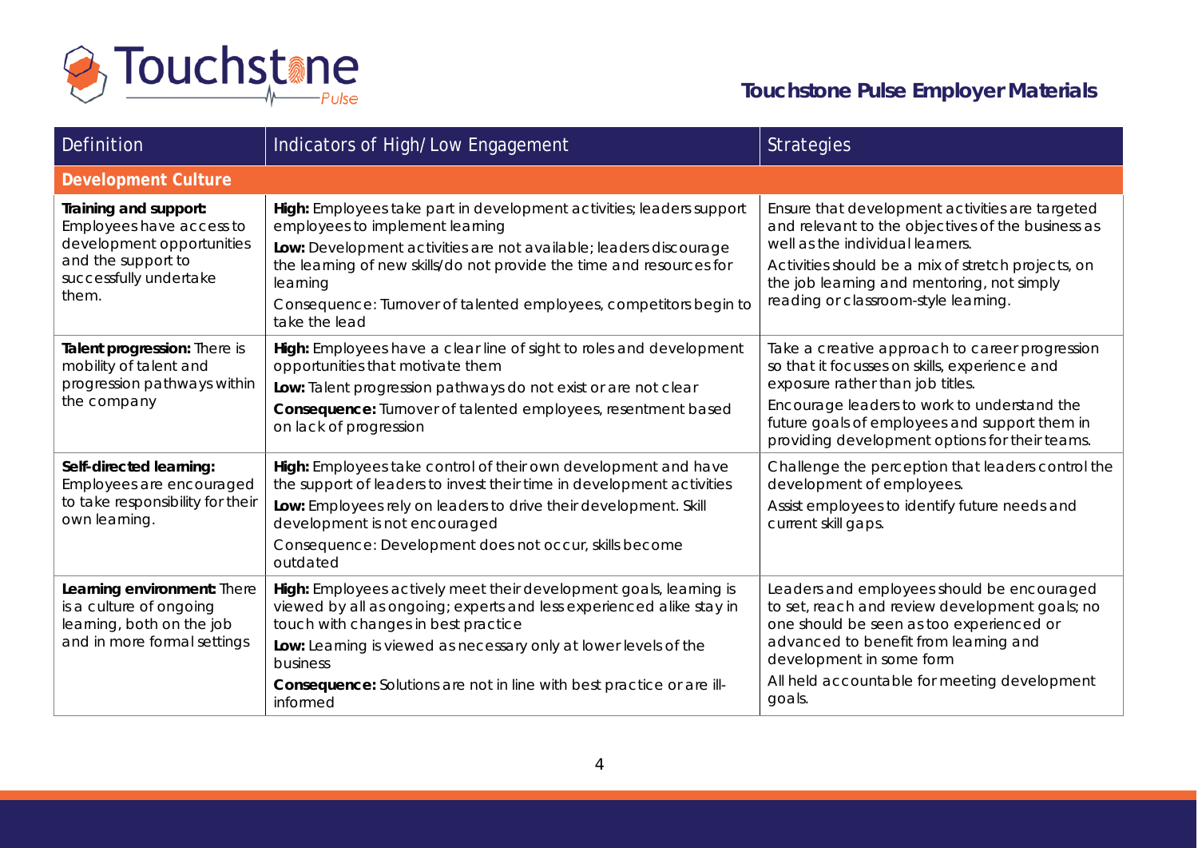| Definition | Indicators of High/Low Engagement | Strategies |
|---|---|---|
| **Development Culture** | | |
| **Training and support:** Employees have access to development opportunities and the support to successfully undertake them. | **High:** Employees take part in development activities; leaders support employees to implement learning<br>**Low:** Development activities are not available; leaders discourage the learning of new skills/do not provide the time and resources for learning<br>Consequence: Turnover of talented employees, competitors begin to take the lead | Ensure that development activities are targeted and relevant to the objectives of the business as well as the individual learners.<br>Activities should be a mix of stretch projects, on the job learning and mentoring, not simply reading or classroom-style learning. |
| **Talent progression:** There is mobility of talent and progression pathways within the company | **High:** Employees have a clear line of sight to roles and development opportunities that motivate them<br>**Low:** Talent progression pathways do not exist or are not clear<br>**Consequence:** Turnover of talented employees, resentment based on lack of progression | Take a creative approach to career progression so that it focusses on skills, experience and exposure rather than job titles.<br>Encourage leaders to work to understand the future goals of employees and support them in providing development options for their teams. |
| **Self-directed learning:** Employees are encouraged to take responsibility for their own learning. | **High:** Employees take control of their own development and have the support of leaders to invest their time in development activities<br>**Low:** Employees rely on leaders to drive their development. Skill development is not encouraged<br>Consequence: Development does not occur, skills become outdated | Challenge the perception that leaders control the development of employees.<br>Assist employees to identify future needs and current skill gaps. |
| **Learning environment:** There is a culture of ongoing learning, both on the job and in more formal settings | **High:** Employees actively meet their development goals, learning is viewed by all as ongoing; experts and less experienced alike stay in touch with changes in best practice<br>**Low:** Learning is viewed as necessary only at lower levels of the business<br>**Consequence:** Solutions are not in line with best practice or are ill-informed | Leaders and employees should be encouraged to set, reach and review development goals; no one should be seen as too experienced or advanced to benefit from learning and development in some form<br>All held accountable for meeting development goals. |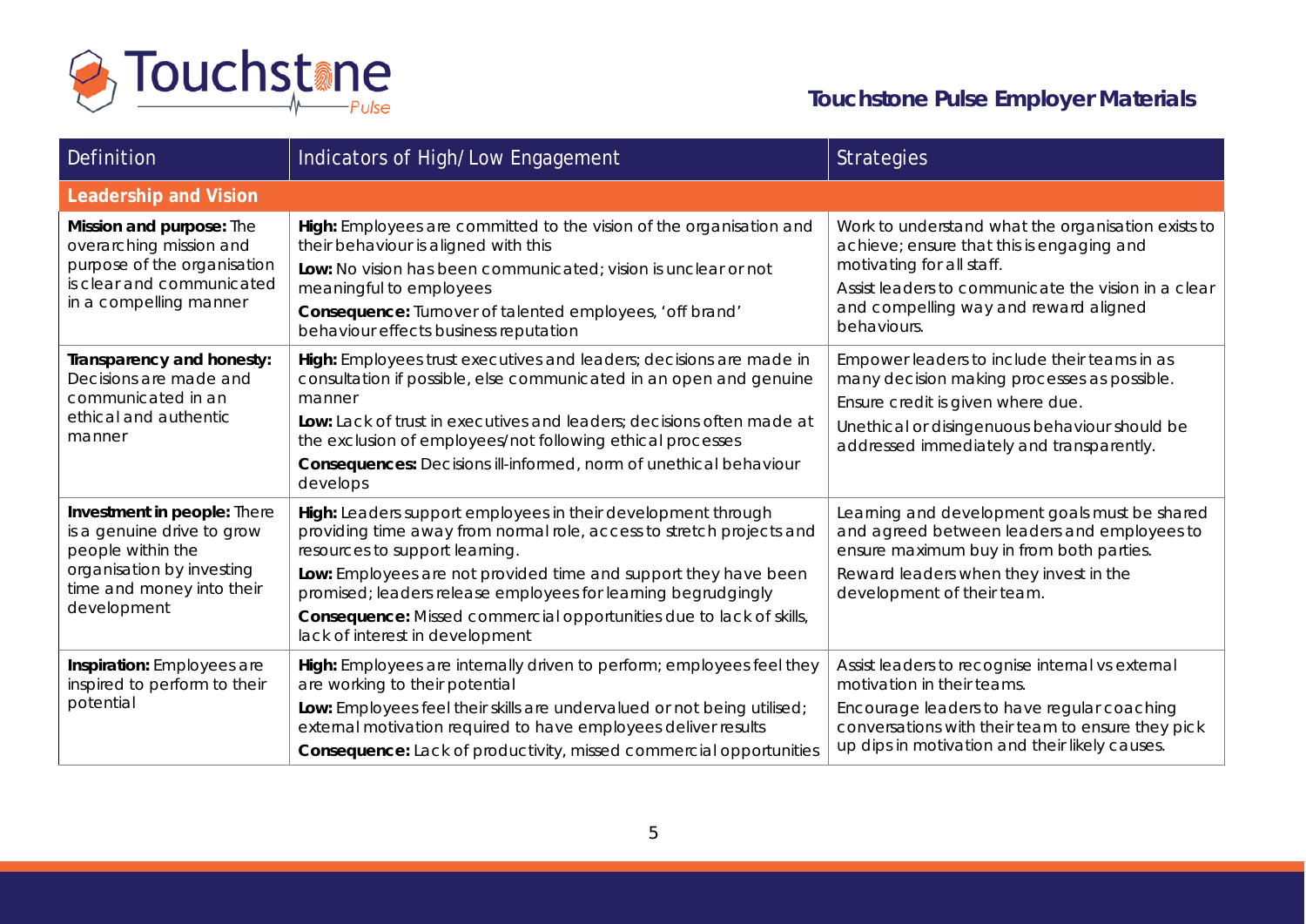| Definition | Indicators of High/Low Engagement | Strategies |
|---|---|---|
| **Leadership and Vision** | | |
| **Mission and purpose:** The overarching mission and purpose of the organisation is clear and communicated in a compelling manner | **High:** Employees are committed to the vision of the organisation and their behaviour is aligned with this<br>**Low:** No vision has been communicated; vision is unclear or not meaningful to employees<br>**Consequence:** Turnover of talented employees, 'off brand' behaviour effects business reputation | Work to understand what the organisation exists to achieve; ensure that this is engaging and motivating for all staff.<br>Assist leaders to communicate the vision in a clear and compelling way and reward aligned behaviours. |
| **Transparency and honesty:** Decisions are made and communicated in an ethical and authentic manner | **High:** Employees trust executives and leaders; decisions are made in consultation if possible, else communicated in an open and genuine manner<br>**Low:** Lack of trust in executives and leaders; decisions often made at the exclusion of employees/not following ethical processes<br>**Consequences:** Decisions ill-informed, norm of unethical behaviour develops | Empower leaders to include their teams in as many decision making processes as possible.<br>Ensure credit is given where due.<br>Unethical or disingenuous behaviour should be addressed immediately and transparently. |
| **Investment in people:** There is a genuine drive to grow people within the organisation by investing time and money into their development | **High:** Leaders support employees in their development through providing time away from normal role, access to stretch projects and resources to support learning.<br>**Low:** Employees are not provided time and support they have been promised; leaders release employees for learning begrudgingly<br>**Consequence:** Missed commercial opportunities due to lack of skills, lack of interest in development | Learning and development goals must be shared and agreed between leaders and employees to ensure maximum buy in from both parties.<br>Reward leaders when they invest in the development of their team. |
| **Inspiration:** Employees are inspired to perform to their potential | **High:** Employees are internally driven to perform; employees feel they are working to their potential<br>**Low:** Employees feel their skills are undervalued or not being utilised; external motivation required to have employees deliver results<br>**Consequence:** Lack of productivity, missed commercial opportunities | Assist leaders to recognise internal vs external motivation in their teams.<br>Encourage leaders to have regular coaching conversations with their team to ensure they pick up dips in motivation and their likely causes. |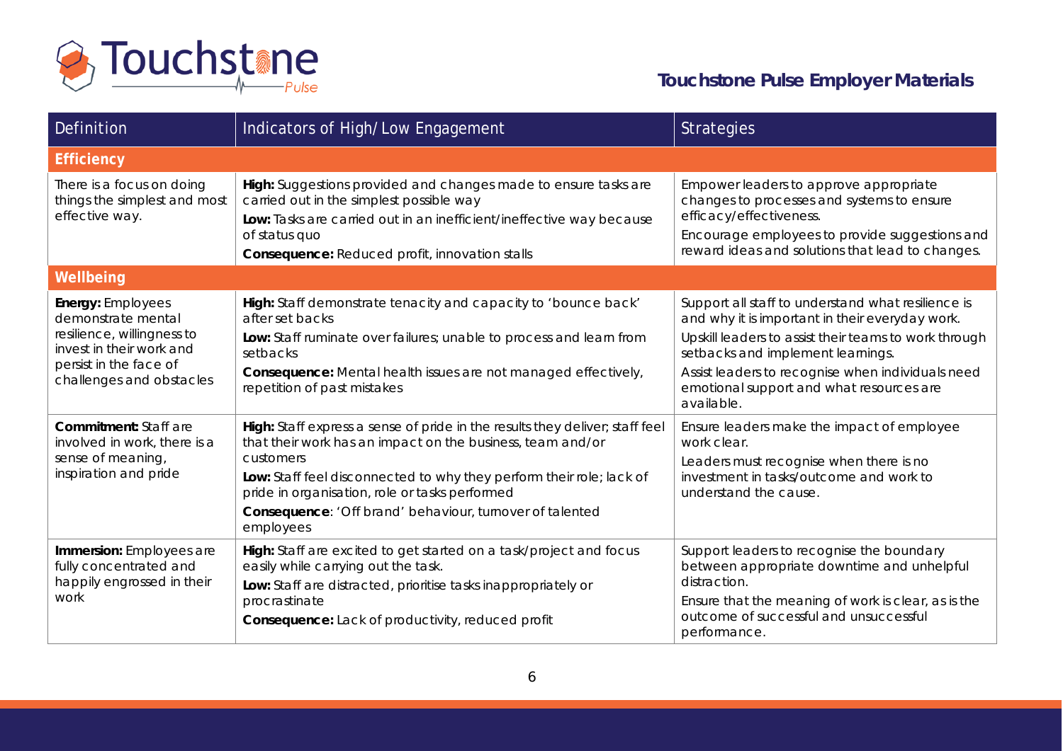| Definition | Indicators of High/Low Engagement | Strategies |
|---|---|---|
| **Efficiency** | | |
| There is a focus on doing things the simplest and most effective way. | **High:** Suggestions provided and changes made to ensure tasks are carried out in the simplest possible way<br>**Low:** Tasks are carried out in an inefficient/ineffective way because of status quo<br>**Consequence:** Reduced profit, innovation stalls | Empower leaders to approve appropriate changes to processes and systems to ensure efficacy/effectiveness.<br>Encourage employees to provide suggestions and reward ideas and solutions that lead to changes. |
| **Wellbeing** | | |
| **Energy:** Employees demonstrate mental resilience, willingness to invest in their work and persist in the face of challenges and obstacles | **High:** Staff demonstrate tenacity and capacity to 'bounce back' after set backs<br>**Low:** Staff ruminate over failures; unable to process and learn from setbacks<br>**Consequence:** Mental health issues are not managed effectively, repetition of past mistakes | Support all staff to understand what resilience is and why it is important in their everyday work.<br>Upskill leaders to assist their teams to work through setbacks and implement learnings.<br>Assist leaders to recognise when individuals need emotional support and what resources are available. |
| **Commitment:** Staff are involved in work, there is a sense of meaning, inspiration and pride | **High:** Staff express a sense of pride in the results they deliver; staff feel that their work has an impact on the business, team and/or customers<br>**Low:** Staff feel disconnected to why they perform their role; lack of pride in organisation, role or tasks performed<br>**Consequence**: 'Off brand' behaviour, turnover of talented employees | Ensure leaders make the impact of employee work clear.<br>Leaders must recognise when there is no investment in tasks/outcome and work to understand the cause. |
| **Immersion:** Employees are fully concentrated and happily engrossed in their work | **High:** Staff are excited to get started on a task/project and focus easily while carrying out the task.<br>**Low:** Staff are distracted, prioritise tasks inappropriately or procrastinate<br>**Consequence:** Lack of productivity, reduced profit | Support leaders to recognise the boundary between appropriate downtime and unhelpful distraction.<br>Ensure that the meaning of work is clear, as is the outcome of successful and unsuccessful performance. |